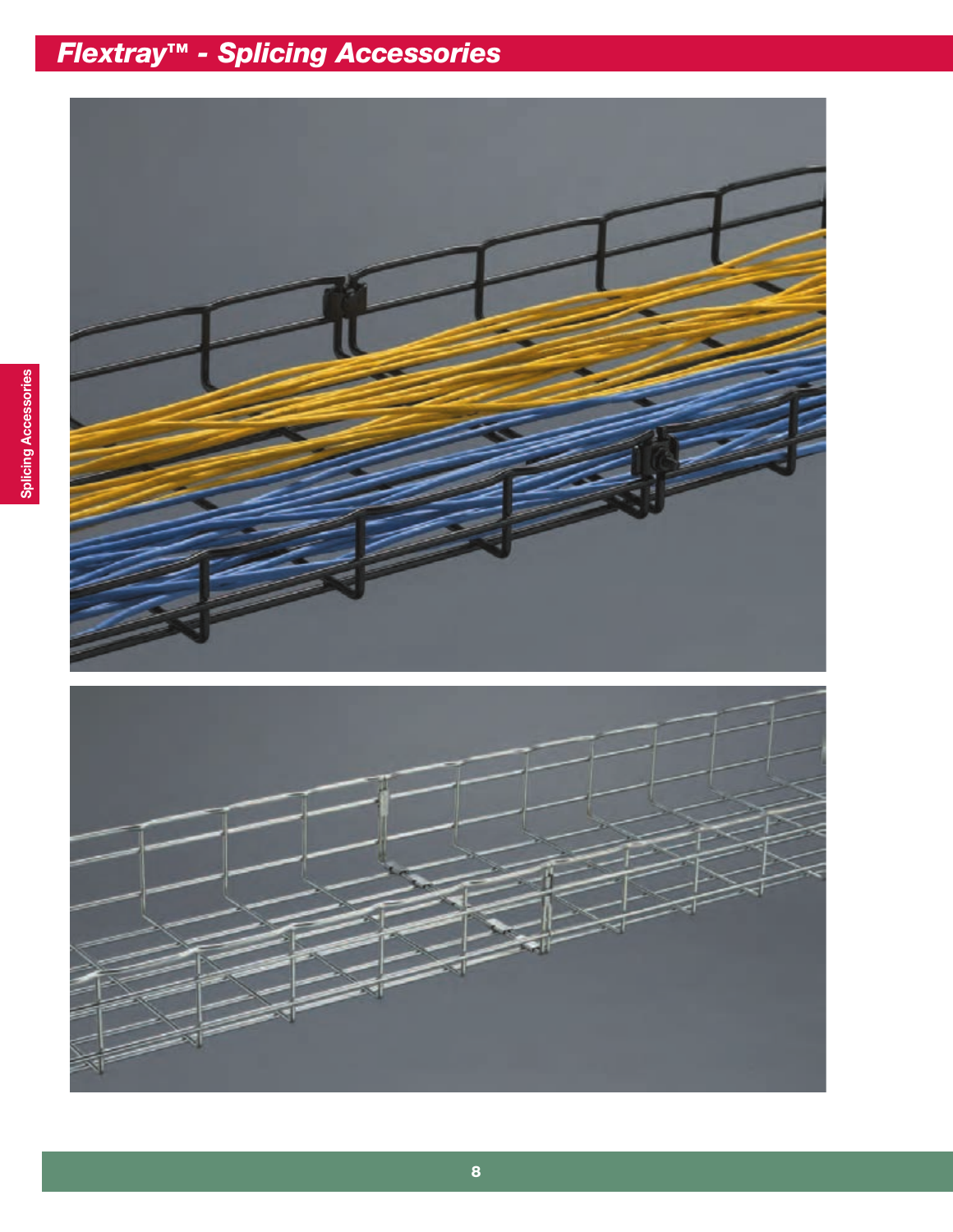# Flextray™ - Splicing Accessories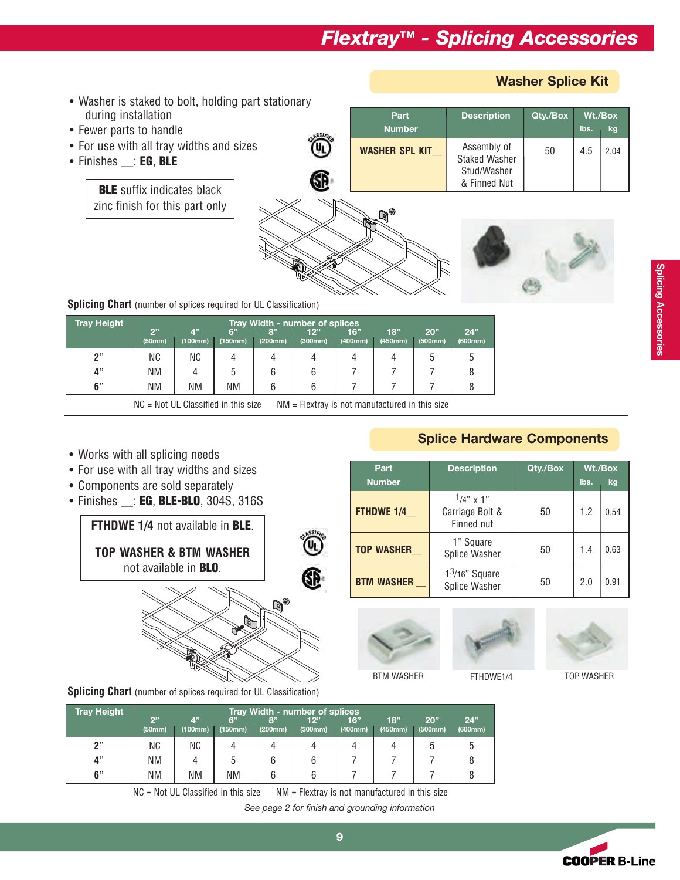# Flextray™ - Splicing Accessories

## Washer Splice Kit

- Washer is staked to bolt, holding part stationary during installation
- Fewer parts to handle
- For use with all tray widths and sizes
- Finishes __: **EG**, **BLE**

**BLE** suffix indicates black zinc finish for this part only

| Part Number | Description | Qty./Box | Wt./Box lbs. | Wt./Box kg |
|---|---|---|---|---|
| **WASHER SPL KIT__** | Assembly of Staked Washer Stud/Washer & Finned Nut | 50 | 4.5 | 2.04 |

**Splicing Chart** (number of splices required for UL Classification)

| Tray Height | 2" (50mm) | 4" (100mm) | 6" (150mm) | 8" (200mm) | 12" (300mm) | 16" (400mm) | 18" (450mm) | 20" (500mm) | 24" (600mm) |
|---|---|---|---|---|---|---|---|---|---|
| | Tray Width - number of splices | | | | | | | | |
| **2"** | NC | NC | 4 | 4 | 4 | 4 | 4 | 5 | 5 |
| **4"** | NM | 4 | 5 | 6 | 6 | 7 | 7 | 7 | 8 |
| **6"** | NM | NM | NM | 6 | 6 | 7 | 7 | 7 | 8 |

NC = Not UL Classified in this size NM = Flextray is not manufactured in this size

## Splice Hardware Components

- Works with all splicing needs
- For use with all tray widths and sizes
- Components are sold separately
- Finishes __: **EG**, **BLE-BLO**, 304S, 316S

**FTHDWE 1/4** not available in **BLE**.

**TOP WASHER & BTM WASHER** not available in **BLO**.

| Part Number | Description | Qty./Box | Wt./Box lbs. | Wt./Box kg |
|---|---|---|---|---|
| **FTHDWE 1/4__** | 1/4" x 1" Carriage Bolt & Finned nut | 50 | 1.2 | 0.54 |
| **TOP WASHER__** | 1" Square Splice Washer | 50 | 1.4 | 0.63 |
| **BTM WASHER __** | 1 3/16" Square Splice Washer | 50 | 2.0 | 0.91 |

BTM WASHER FTHDWE1/4 TOP WASHER

**Splicing Chart** (number of splices required for UL Classification)

| Tray Height | 2" (50mm) | 4" (100mm) | 6" (150mm) | 8" (200mm) | 12" (300mm) | 16" (400mm) | 18" (450mm) | 20" (500mm) | 24" (600mm) |
|---|---|---|---|---|---|---|---|---|---|
| | Tray Width - number of splices | | | | | | | | |
| **2"** | NC | NC | 4 | 4 | 4 | 4 | 4 | 5 | 5 |
| **4"** | NM | 4 | 5 | 6 | 6 | 7 | 7 | 7 | 8 |
| **6"** | NM | NM | NM | 6 | 6 | 7 | 7 | 7 | 8 |

NC = Not UL Classified in this size NM = Flextray is not manufactured in this size

*See page 2 for finish and grounding information*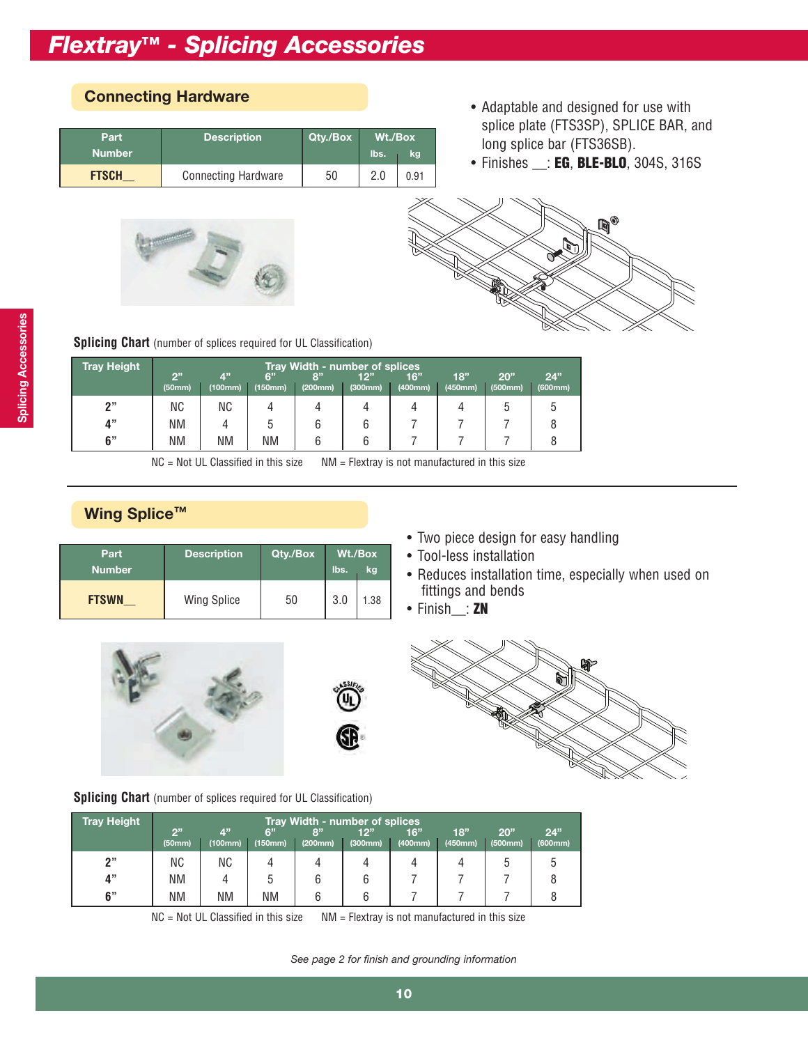# Flextray™ - Splicing Accessories

## Connecting Hardware

| Part Number | Description | Qty./Box | Wt./Box lbs. | Wt./Box kg |
|---|---|---|---|---|
| **FTSCH__** | Connecting Hardware | 50 | 2.0 | 0.91 |

- Adaptable and designed for use with splice plate (FTS3SP), SPLICE BAR, and long splice bar (FTS36SB).
- Finishes __: **EG**, **BLE-BLO**, 304S, 316S

**Splicing Chart** (number of splices required for UL Classification)

| Tray Height | Tray Width - number of splices | | | | | | | | |
|---|---|---|---|---|---|---|---|---|---|
| | 2" (50mm) | 4" (100mm) | 6" (150mm) | 8" (200mm) | 12" (300mm) | 16" (400mm) | 18" (450mm) | 20" (500mm) | 24" (600mm) |
| **2"** | NC | NC | 4 | 4 | 4 | 4 | 4 | 5 | 5 |
| **4"** | NM | 4 | 5 | 6 | 6 | 7 | 7 | 7 | 8 |
| **6"** | NM | NM | NM | 6 | 6 | 7 | 7 | 7 | 8 |

NC = Not UL Classified in this size    NM = Flextray is not manufactured in this size

## Wing Splice™

| Part Number | Description | Qty./Box | Wt./Box lbs. | Wt./Box kg |
|---|---|---|---|---|
| **FTSWN__** | Wing Splice | 50 | 3.0 | 1.38 |

- Two piece design for easy handling
- Tool-less installation
- Reduces installation time, especially when used on fittings and bends
- Finish__: **ZN**

**Splicing Chart** (number of splices required for UL Classification)

| Tray Height | Tray Width - number of splices | | | | | | | | |
|---|---|---|---|---|---|---|---|---|---|
| | 2" (50mm) | 4" (100mm) | 6" (150mm) | 8" (200mm) | 12" (300mm) | 16" (400mm) | 18" (450mm) | 20" (500mm) | 24" (600mm) |
| **2"** | NC | NC | 4 | 4 | 4 | 4 | 4 | 5 | 5 |
| **4"** | NM | 4 | 5 | 6 | 6 | 7 | 7 | 7 | 8 |
| **6"** | NM | NM | NM | 6 | 6 | 7 | 7 | 7 | 8 |

NC = Not UL Classified in this size    NM = Flextray is not manufactured in this size

*See page 2 for finish and grounding information*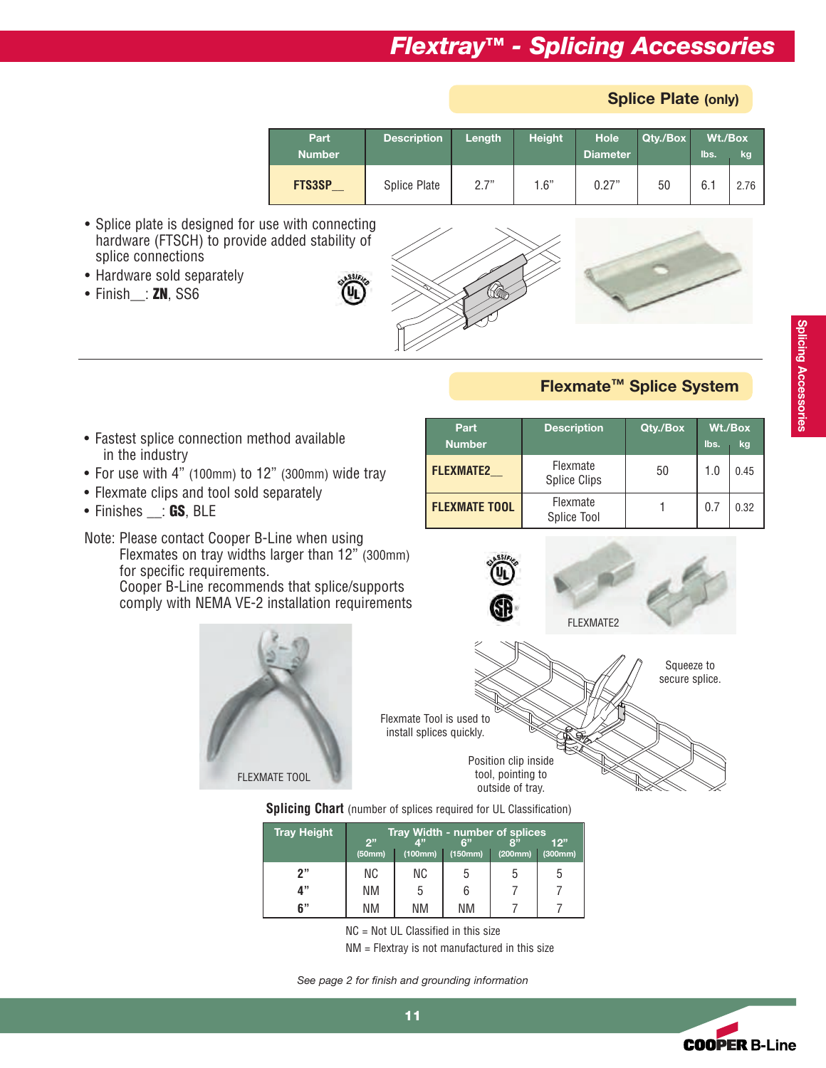# Flextray™ - Splicing Accessories

## Splice Plate (only)

| Part Number | Description | Length | Height | Hole Diameter | Qty./Box | Wt./Box lbs. | Wt./Box kg |
|---|---|---|---|---|---|---|---|
| **FTS3SP__** | Splice Plate | 2.7" | 1.6" | 0.27" | 50 | 6.1 | 2.76 |

- Splice plate is designed for use with connecting hardware (FTSCH) to provide added stability of splice connections
- Hardware sold separately
- Finish__: **ZN**, SS6

## Flexmate™ Splice System

- Fastest splice connection method available in the industry
- For use with 4" (100mm) to 12" (300mm) wide tray
- Flexmate clips and tool sold separately
- Finishes __: **GS**, BLE

Note: Please contact Cooper B-Line when using Flexmates on tray widths larger than 12" (300mm) for specific requirements.
Cooper B-Line recommends that splice/supports comply with NEMA VE-2 installation requirements

| Part Number | Description | Qty./Box | Wt./Box lbs. | Wt./Box kg |
|---|---|---|---|---|
| **FLEXMATE2__** | Flexmate Splice Clips | 50 | 1.0 | 0.45 |
| **FLEXMATE TOOL** | Flexmate Splice Tool | 1 | 0.7 | 0.32 |

FLEXMATE2

FLEXMATE TOOL

Squeeze to secure splice.

Flexmate Tool is used to install splices quickly.

Position clip inside tool, pointing to outside of tray.

**Splicing Chart** (number of splices required for UL Classification)

| Tray Height | Tray Width - number of splices 2" (50mm) | 4" (100mm) | 6" (150mm) | 8" (200mm) | 12" (300mm) |
|---|---|---|---|---|---|
| 2" | NC | NC | 5 | 5 | 5 |
| 4" | NM | 5 | 6 | 7 | 7 |
| 6" | NM | NM | NM | 7 | 7 |

NC = Not UL Classified in this size

NM = Flextray is not manufactured in this size

*See page 2 for finish and grounding information*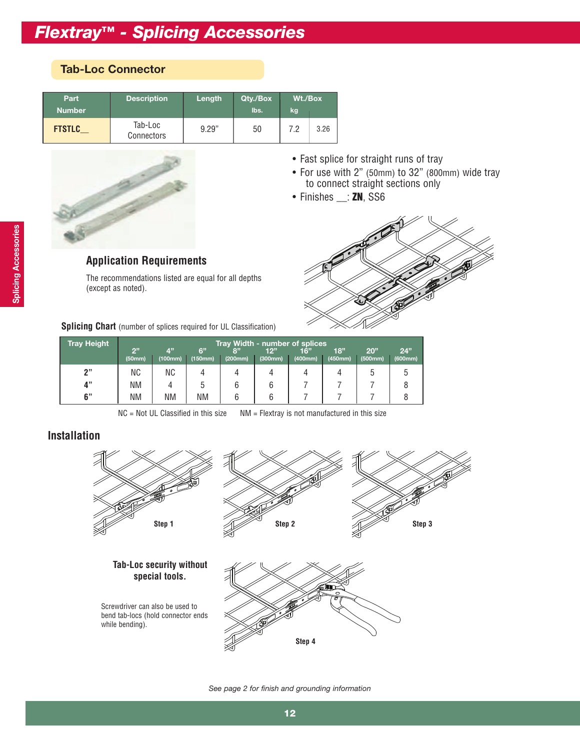# Flextray™ - Splicing Accessories

## Tab-Loc Connector

| Part Number | Description | Length | Qty./Box | Wt./Box lbs. | Wt./Box kg |
|---|---|---|---|---|---|
| **FTSTLC__** | Tab-Loc Connectors | 9.29" | 50 | 7.2 | 3.26 |

- Fast splice for straight runs of tray
- For use with 2" (50mm) to 32" (800mm) wide tray to connect straight sections only
- Finishes __: **ZN**, SS6

### Application Requirements

The recommendations listed are equal for all depths (except as noted).

**Splicing Chart** (number of splices required for UL Classification)

| Tray Height | Tray Width - number of splices 2" (50mm) | 4" (100mm) | 6" (150mm) | 8" (200mm) | 12" (300mm) | 16" (400mm) | 18" (450mm) | 20" (500mm) | 24" (600mm) |
|---|---|---|---|---|---|---|---|---|---|
| **2"** | NC | NC | 4 | 4 | 4 | 4 | 4 | 5 | 5 |
| **4"** | NM | 4 | 5 | 6 | 6 | 7 | 7 | 7 | 8 |
| **6"** | NM | NM | NM | 6 | 6 | 7 | 7 | 7 | 8 |

NC = Not UL Classified in this size NM = Flextray is not manufactured in this size

## Installation

Step 1

Step 2

Step 3

**Tab-Loc security without special tools.**

Screwdriver can also be used to bend tab-locs (hold connector ends while bending).

Step 4

*See page 2 for finish and grounding information*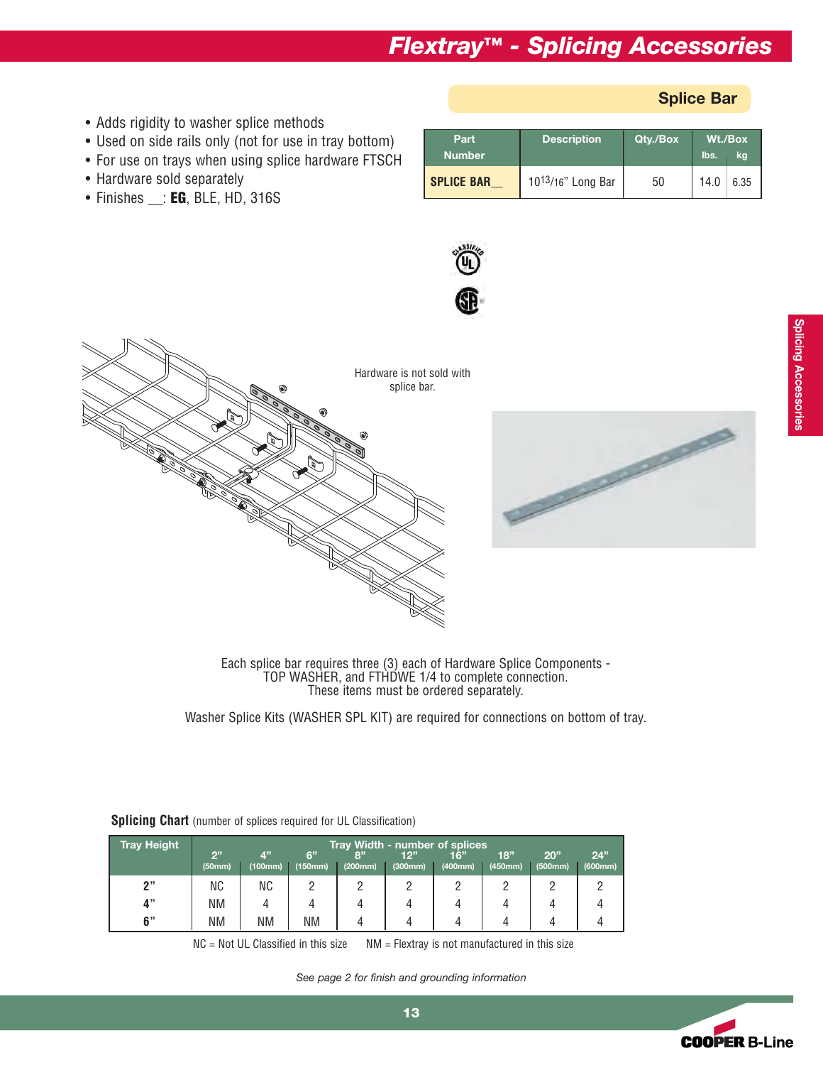# Flextray™ - Splicing Accessories

## Splice Bar

- Adds rigidity to washer splice methods
- Used on side rails only (not for use in tray bottom)
- For use on trays when using splice hardware FTSCH
- Hardware sold separately
- Finishes __: **EG**, BLE, HD, 316S

| Part Number | Description | Qty./Box | Wt./Box lbs. | Wt./Box kg |
|---|---|---|---|---|
| **SPLICE BAR__** | 10 13/16" Long Bar | 50 | 14.0 | 6.35 |

Hardware is not sold with splice bar.

Each splice bar requires three (3) each of Hardware Splice Components - TOP WASHER, and FTHDWE 1/4 to complete connection. These items must be ordered separately.

Washer Splice Kits (WASHER SPL KIT) are required for connections on bottom of tray.

**Splicing Chart** (number of splices required for UL Classification)

| Tray Height | Tray Width - number of splices 2" (50mm) | 4" (100mm) | 6" (150mm) | 8" (200mm) | 12" (300mm) | 16" (400mm) | 18" (450mm) | 20" (500mm) | 24" (600mm) |
|---|---|---|---|---|---|---|---|---|---|
| **2"** | NC | NC | 2 | 2 | 2 | 2 | 2 | 2 | 2 |
| **4"** | NM | 4 | 4 | 4 | 4 | 4 | 4 | 4 | 4 |
| **6"** | NM | NM | NM | 4 | 4 | 4 | 4 | 4 | 4 |

NC = Not UL Classified in this size NM = Flextray is not manufactured in this size

*See page 2 for finish and grounding information*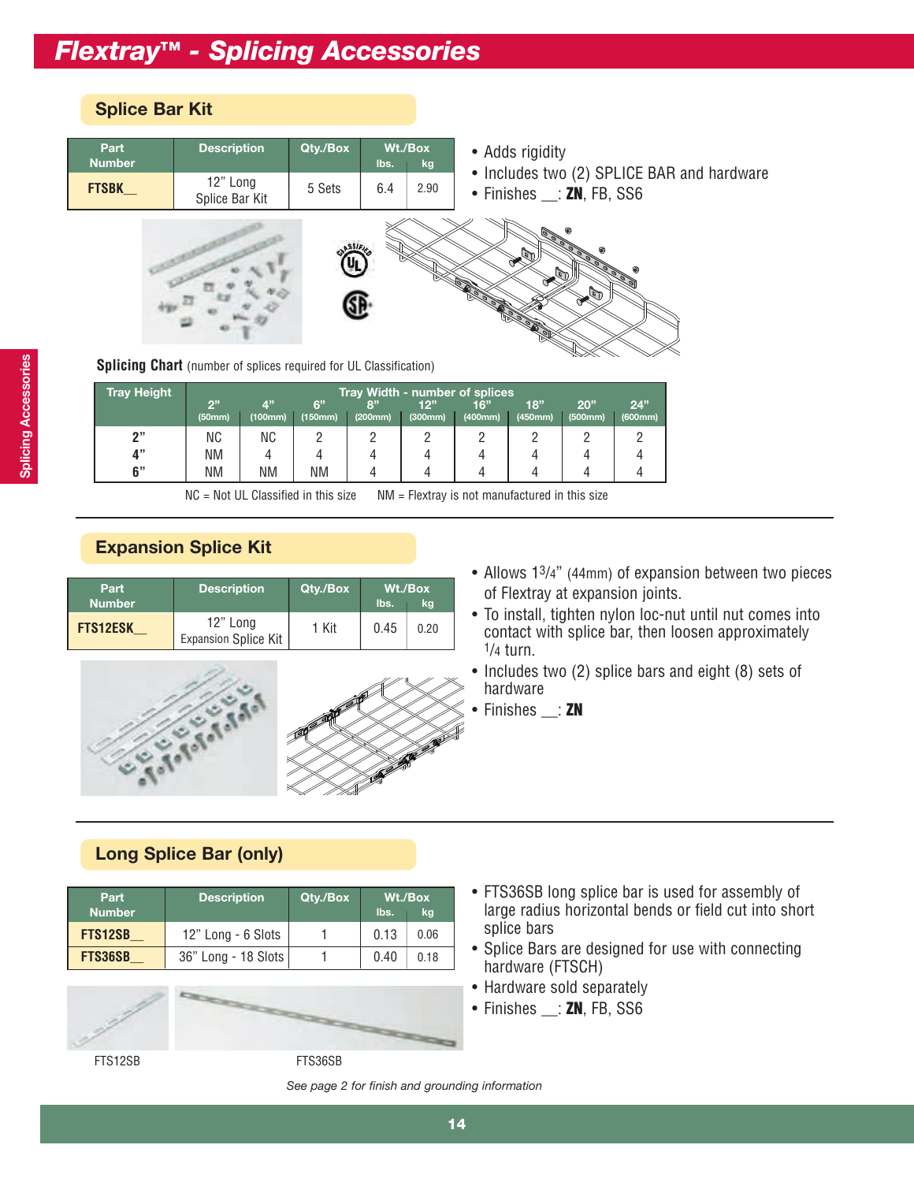# Flextray™ - Splicing Accessories

## Splice Bar Kit

| Part Number | Description | Qty./Box | Wt./Box lbs. | Wt./Box kg |
|---|---|---|---|---|
| FTSBK__ | 12" Long Splice Bar Kit | 5 Sets | 6.4 | 2.90 |

- Adds rigidity
- Includes two (2) SPLICE BAR and hardware
- Finishes __: **ZN**, FB, SS6

**Splicing Chart** (number of splices required for UL Classification)

| Tray Height | Tray Width - number of splices | | | | | | | | |
|---|---|---|---|---|---|---|---|---|---|
| | 2" (50mm) | 4" (100mm) | 6" (150mm) | 8" (200mm) | 12" (300mm) | 16" (400mm) | 18" (450mm) | 20" (500mm) | 24" (600mm) |
| 2" | NC | NC | 2 | 2 | 2 | 2 | 2 | 2 | 2 |
| 4" | NM | 4 | 4 | 4 | 4 | 4 | 4 | 4 | 4 |
| 6" | NM | NM | NM | 4 | 4 | 4 | 4 | 4 | 4 |

NC = Not UL Classified in this size NM = Flextray is not manufactured in this size

## Expansion Splice Kit

| Part Number | Description | Qty./Box | Wt./Box lbs. | Wt./Box kg |
|---|---|---|---|---|
| FTS12ESK__ | 12" Long Expansion Splice Kit | 1 Kit | 0.45 | 0.20 |

- Allows 1 3/4" (44mm) of expansion between two pieces of Flextray at expansion joints.
- To install, tighten nylon loc-nut until nut comes into contact with splice bar, then loosen approximately 1/4 turn.
- Includes two (2) splice bars and eight (8) sets of hardware
- Finishes __: **ZN**

## Long Splice Bar (only)

| Part Number | Description | Qty./Box | Wt./Box lbs. | Wt./Box kg |
|---|---|---|---|---|
| FTS12SB__ | 12" Long - 6 Slots | 1 | 0.13 | 0.06 |
| FTS36SB__ | 36" Long - 18 Slots | 1 | 0.40 | 0.18 |

- FTS36SB long splice bar is used for assembly of large radius horizontal bends or field cut into short splice bars
- Splice Bars are designed for use with connecting hardware (FTSCH)
- Hardware sold separately
- Finishes __: **ZN**, FB, SS6

FTS12SB FTS36SB

*See page 2 for finish and grounding information*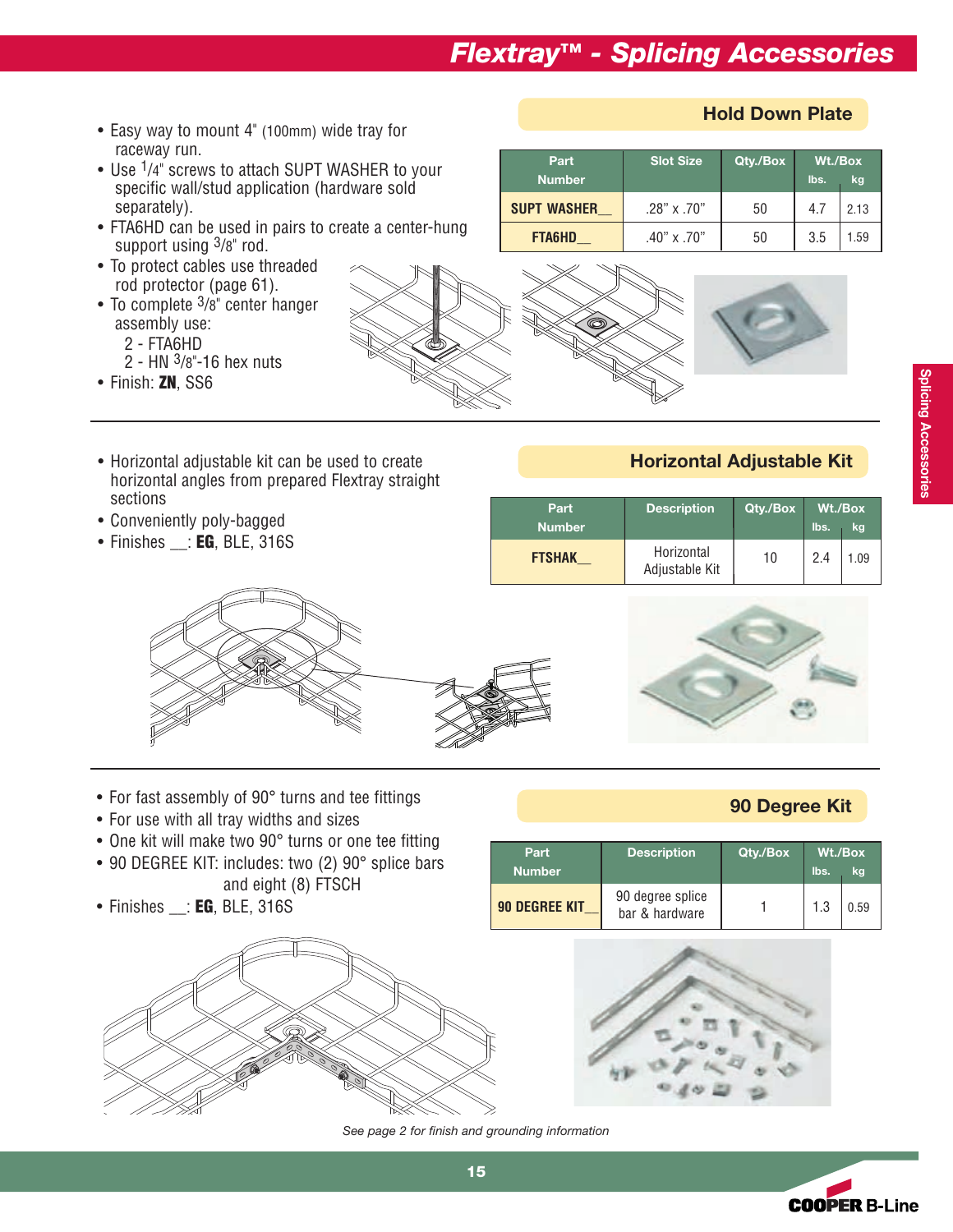# Flextray™ - Splicing Accessories

## Hold Down Plate

- Easy way to mount 4" (100mm) wide tray for raceway run.
- Use 1/4" screws to attach SUPT WASHER to your specific wall/stud application (hardware sold separately).
- FTA6HD can be used in pairs to create a center-hung support using 3/8" rod.
- To protect cables use threaded rod protector (page 61).
- To complete 3/8" center hanger assembly use:
  - 2 - FTA6HD
  - 2 - HN 3/8"-16 hex nuts
- Finish: **ZN**, SS6

| Part Number | Slot Size | Qty./Box | Wt./Box lbs. | Wt./Box kg |
|---|---|---|---|---|
| **SUPT WASHER__** | .28" x .70" | 50 | 4.7 | 2.13 |
| **FTA6HD__** | .40" x .70" | 50 | 3.5 | 1.59 |

## Horizontal Adjustable Kit

- Horizontal adjustable kit can be used to create horizontal angles from prepared Flextray straight sections
- Conveniently poly-bagged
- Finishes __: **EG**, BLE, 316S

| Part Number | Description | Qty./Box | Wt./Box lbs. | Wt./Box kg |
|---|---|---|---|---|
| **FTSHAK__** | Horizontal Adjustable Kit | 10 | 2.4 | 1.09 |

## 90 Degree Kit

- For fast assembly of 90° turns and tee fittings
- For use with all tray widths and sizes
- One kit will make two 90° turns or one tee fitting
- 90 DEGREE KIT: includes: two (2) 90° splice bars and eight (8) FTSCH
- Finishes __: **EG**, BLE, 316S

| Part Number | Description | Qty./Box | Wt./Box lbs. | Wt./Box kg |
|---|---|---|---|---|
| **90 DEGREE KIT__** | 90 degree splice bar & hardware | 1 | 1.3 | 0.59 |

*See page 2 for finish and grounding information*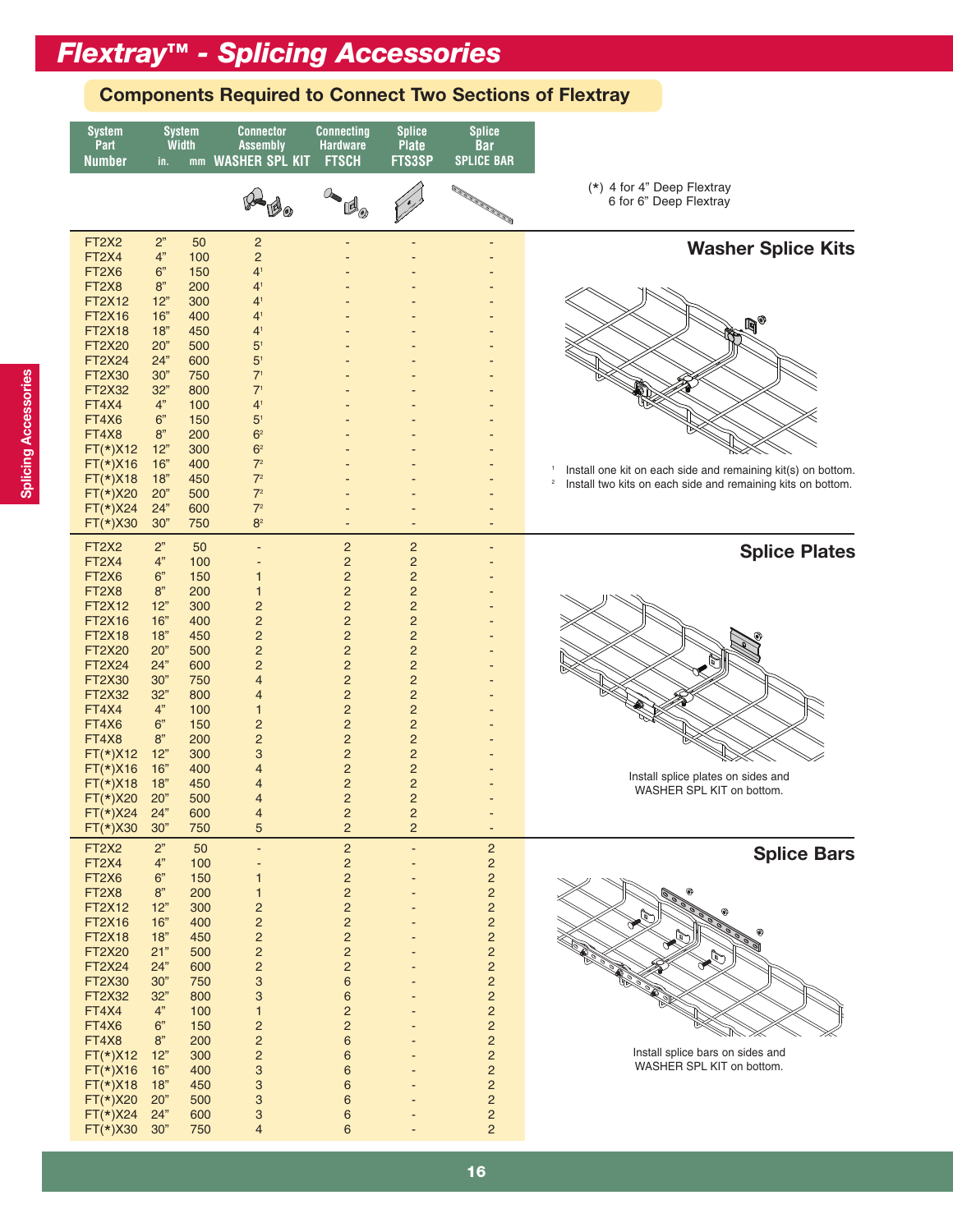# Flextray™ - Splicing Accessories

## Components Required to Connect Two Sections of Flextray

(*) 4 for 4" Deep Flextray
6 for 6" Deep Flextray

### Washer Splice Kits

| System Part Number | System Width in. | mm | Connector Assembly WASHER SPL KIT | Connecting Hardware FTSCH | Splice Plate FTS3SP | Splice Bar SPLICE BAR |
|---|---|---|---|---|---|---|
| FT2X2 | 2" | 50 | 2 | - | - | - |
| FT2X4 | 4" | 100 | 2 | - | - | - |
| FT2X6 | 6" | 150 | 4[1] | - | - | - |
| FT2X8 | 8" | 200 | 4[1] | - | - | - |
| FT2X12 | 12" | 300 | 4[1] | - | - | - |
| FT2X16 | 16" | 400 | 4[1] | - | - | - |
| FT2X18 | 18" | 450 | 4[1] | - | - | - |
| FT2X20 | 20" | 500 | 5[1] | - | - | - |
| FT2X24 | 24" | 600 | 5[1] | - | - | - |
| FT2X30 | 30" | 750 | 7[1] | - | - | - |
| FT2X32 | 32" | 800 | 7[1] | - | - | - |
| FT4X4 | 4" | 100 | 4[1] | - | - | - |
| FT4X6 | 6" | 150 | 5[1] | - | - | - |
| FT4X8 | 8" | 200 | 6[2] | - | - | - |
| FT(*)X12 | 12" | 300 | 6[2] | - | - | - |
| FT(*)X16 | 16" | 400 | 7[2] | - | - | - |
| FT(*)X18 | 18" | 450 | 7[2] | - | - | - |
| FT(*)X20 | 20" | 500 | 7[2] | - | - | - |
| FT(*)X24 | 24" | 600 | 7[2] | - | - | - |
| FT(*)X30 | 30" | 750 | 8[2] | - | - | - |

[1] Install one kit on each side and remaining kit(s) on bottom.
[2] Install two kits on each side and remaining kits on bottom.

### Splice Plates

| System Part Number | System Width in. | mm | Connector Assembly WASHER SPL KIT | Connecting Hardware FTSCH | Splice Plate FTS3SP | Splice Bar SPLICE BAR |
|---|---|---|---|---|---|---|
| FT2X2 | 2" | 50 | - | 2 | 2 | - |
| FT2X4 | 4" | 100 | - | 2 | 2 | - |
| FT2X6 | 6" | 150 | 1 | 2 | 2 | - |
| FT2X8 | 8" | 200 | 1 | 2 | 2 | - |
| FT2X12 | 12" | 300 | 2 | 2 | 2 | - |
| FT2X16 | 16" | 400 | 2 | 2 | 2 | - |
| FT2X18 | 18" | 450 | 2 | 2 | 2 | - |
| FT2X20 | 20" | 500 | 2 | 2 | 2 | - |
| FT2X24 | 24" | 600 | 2 | 2 | 2 | - |
| FT2X30 | 30" | 750 | 4 | 2 | 2 | - |
| FT2X32 | 32" | 800 | 4 | 2 | 2 | - |
| FT4X4 | 4" | 100 | 1 | 2 | 2 | - |
| FT4X6 | 6" | 150 | 2 | 2 | 2 | - |
| FT4X8 | 8" | 200 | 2 | 2 | 2 | - |
| FT(*)X12 | 12" | 300 | 3 | 2 | 2 | - |
| FT(*)X16 | 16" | 400 | 4 | 2 | 2 | - |
| FT(*)X18 | 18" | 450 | 4 | 2 | 2 | - |
| FT(*)X20 | 20" | 500 | 4 | 2 | 2 | - |
| FT(*)X24 | 24" | 600 | 4 | 2 | 2 | - |
| FT(*)X30 | 30" | 750 | 5 | 2 | 2 | - |

Install splice plates on sides and WASHER SPL KIT on bottom.

### Splice Bars

| System Part Number | System Width in. | mm | Connector Assembly WASHER SPL KIT | Connecting Hardware FTSCH | Splice Plate FTS3SP | Splice Bar SPLICE BAR |
|---|---|---|---|---|---|---|
| FT2X2 | 2" | 50 | - | 2 | - | 2 |
| FT2X4 | 4" | 100 | - | 2 | - | 2 |
| FT2X6 | 6" | 150 | 1 | 2 | - | 2 |
| FT2X8 | 8" | 200 | 1 | 2 | - | 2 |
| FT2X12 | 12" | 300 | 2 | 2 | - | 2 |
| FT2X16 | 16" | 400 | 2 | 2 | - | 2 |
| FT2X18 | 18" | 450 | 2 | 2 | - | 2 |
| FT2X20 | 21" | 500 | 2 | 2 | - | 2 |
| FT2X24 | 24" | 600 | 2 | 2 | - | 2 |
| FT2X30 | 30" | 750 | 3 | 6 | - | 2 |
| FT2X32 | 32" | 800 | 3 | 6 | - | 2 |
| FT4X4 | 4" | 100 | 1 | 2 | - | 2 |
| FT4X6 | 6" | 150 | 2 | 2 | - | 2 |
| FT4X8 | 8" | 200 | 2 | 6 | - | 2 |
| FT(*)X12 | 12" | 300 | 2 | 6 | - | 2 |
| FT(*)X16 | 16" | 400 | 3 | 6 | - | 2 |
| FT(*)X18 | 18" | 450 | 3 | 6 | - | 2 |
| FT(*)X20 | 20" | 500 | 3 | 6 | - | 2 |
| FT(*)X24 | 24" | 600 | 3 | 6 | - | 2 |
| FT(*)X30 | 30" | 750 | 4 | 6 | - | 2 |

Install splice bars on sides and WASHER SPL KIT on bottom.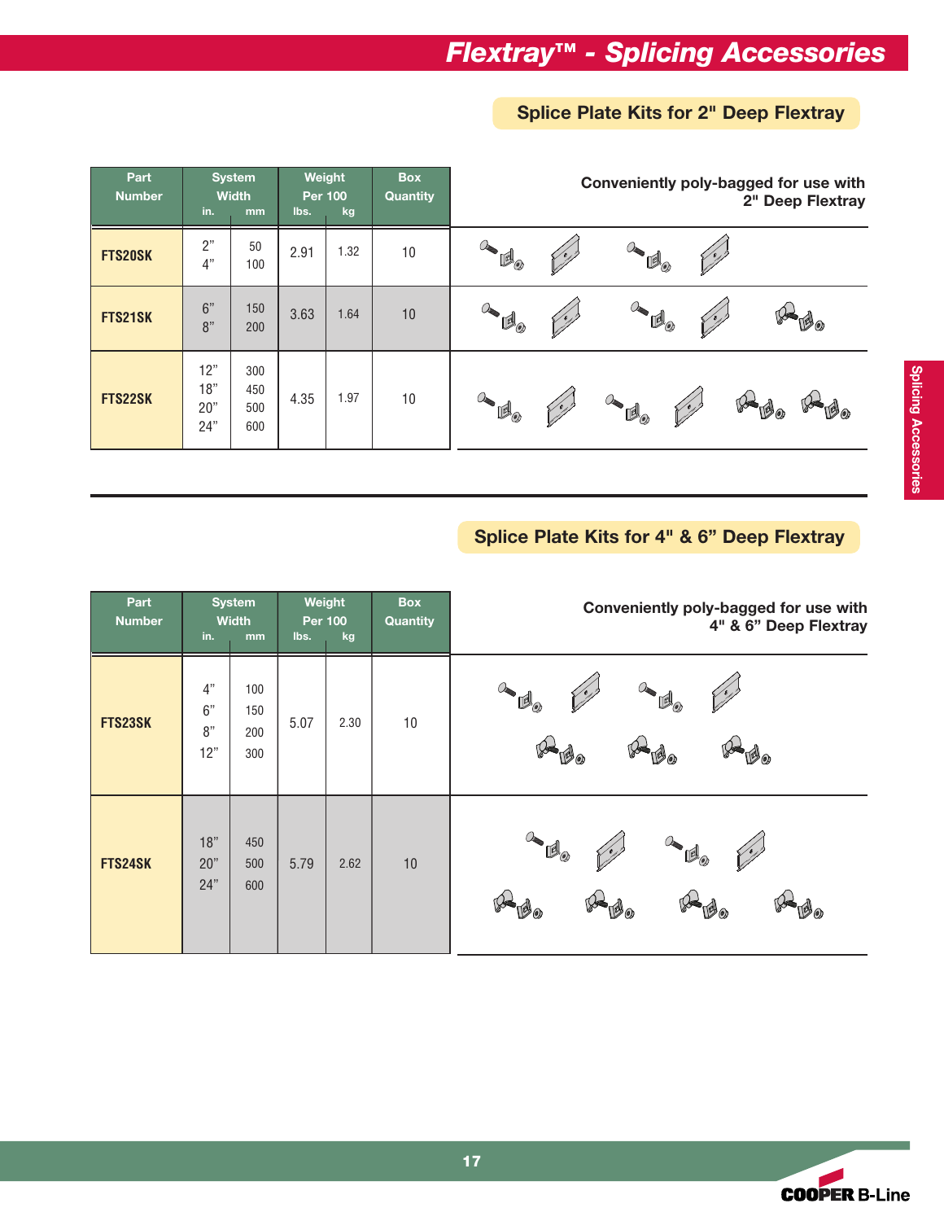# Flextray™ - Splicing Accessories

## Splice Plate Kits for 2" Deep Flextray

Conveniently poly-bagged for use with 2" Deep Flextray

| Part Number | System Width in. | System Width mm | Weight Per 100 lbs. | Weight Per 100 kg | Box Quantity |
|---|---|---|---|---|---|
| FTS20SK | 2”<br>4” | 50<br>100 | 2.91 | 1.32 | 10 |
| FTS21SK | 6”<br>8” | 150<br>200 | 3.63 | 1.64 | 10 |
| FTS22SK | 12”<br>18”<br>20”<br>24” | 300<br>450<br>500<br>600 | 4.35 | 1.97 | 10 |

## Splice Plate Kits for 4" & 6” Deep Flextray

Conveniently poly-bagged for use with 4" & 6” Deep Flextray

| Part Number | System Width in. | System Width mm | Weight Per 100 lbs. | Weight Per 100 kg | Box Quantity |
|---|---|---|---|---|---|
| FTS23SK | 4”<br>6”<br>8”<br>12” | 100<br>150<br>200<br>300 | 5.07 | 2.30 | 10 |
| FTS24SK | 18”<br>20”<br>24” | 450<br>500<br>600 | 5.79 | 2.62 | 10 |